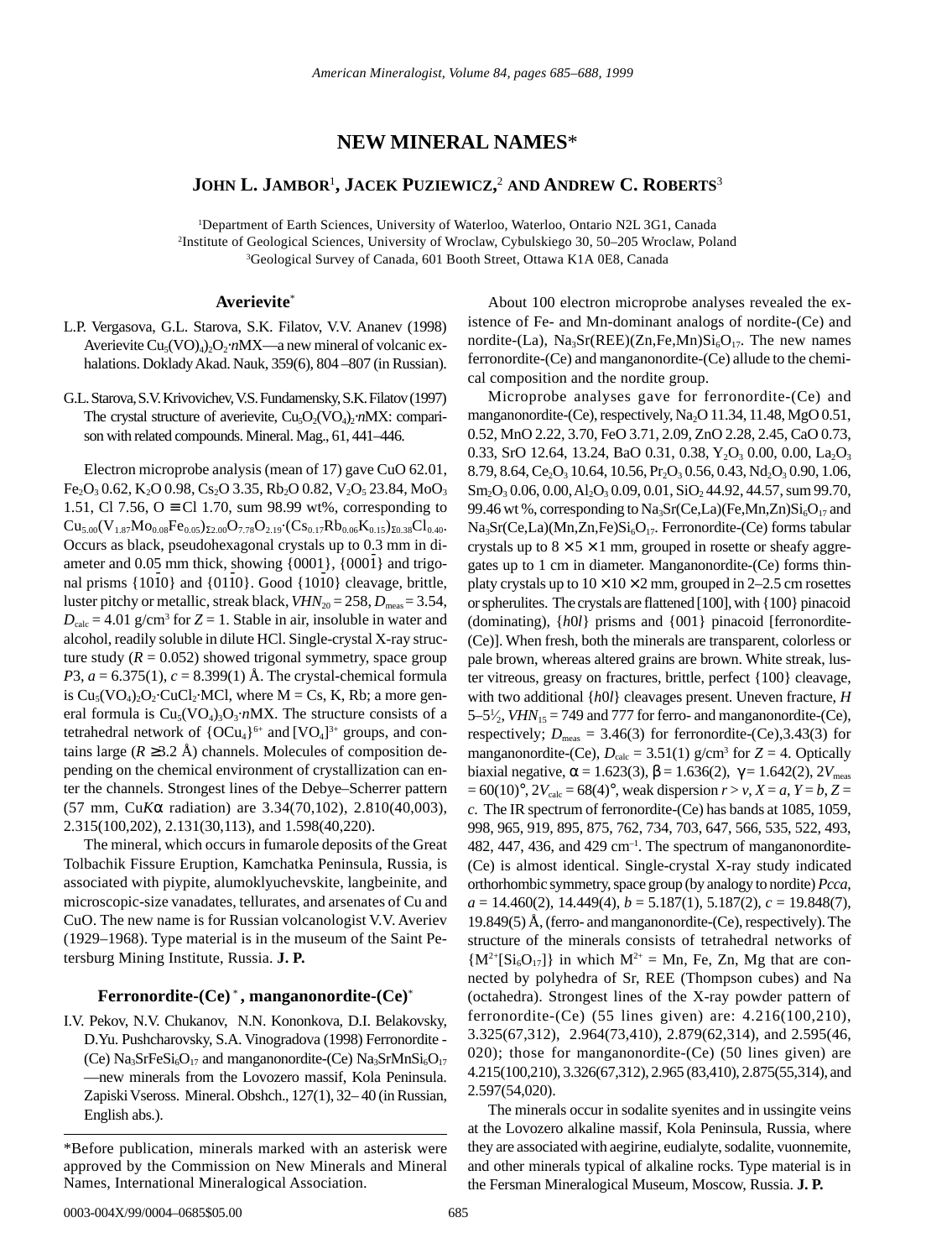# NEW MINERAL NAMES*

**John L. Jambor**[1], **Jacek Puziewicz**,[2] **and Andrew C. Roberts**[3]

[1]Department of Earth Sciences, University of Waterloo, Waterloo, Ontario N2L 3G1, Canada
[2]Institute of Geological Sciences, University of Wroclaw, Cybulskiego 30, 50–205 Wroclaw, Poland
[3]Geological Survey of Canada, 601 Booth Street, Ottawa K1A 0E8, Canada

## Averievite*

L.P. Vergasova, G.L. Starova, S.K. Filatov, V.V. Ananev (1998) Averievite $Cu_5(VO)_4)_2O_2{\cdot}n$MX—a new mineral of volcanic exhalations. Doklady Akad. Nauk, 359(6), 804–807 (in Russian).

G.L. Starova, S.V. Krivovichev, V.S. Fundamensky, S.K. Filatov (1997) The crystal structure of averievite, $Cu_5O_2(VO_4)_2{\cdot}n$MX: comparison with related compounds. Mineral. Mag., 61, 441–446.

Electron microprobe analysis (mean of 17) gave CuO 62.01, $Fe_2O_3$ 0.62, $K_2O$ 0.98, $Cs_2O$ 3.35, $Rb_2O$ 0.82, $V_2O_5$ 23.84, $MoO_3$ 1.51, Cl 7.56, O ≡ Cl 1.70, sum 98.99 wt%, corresponding to $Cu_{5.00}(V_{1.87}Mo_{0.08}Fe_{0.05})_{\Sigma 2.00}O_{7.78}O_{2.19}{\cdot}(Cs_{0.17}Rb_{0.06}K_{0.15})_{\Sigma 0.38}Cl_{0.40}$. Occurs as black, pseudohexagonal crystals up to 0.3 mm in diameter and 0.05 mm thick, showing {0001}, {000$\bar{1}$} and trigonal prisms {10$\bar{1}$0} and {01$\bar{1}$0}. Good {10$\bar{1}$0} cleavage, brittle, luster pitchy or metallic, streak black, $VHN_{20}$ = 258, $D_{meas}$ = 3.54, $D_{calc}$ = 4.01 g/cm³ for $Z$ = 1. Stable in air, insoluble in water and alcohol, readily soluble in dilute HCl. Single-crystal X-ray structure study ($R$ = 0.052) showed trigonal symmetry, space group $P3$, $a$ = 6.375(1), $c$ = 8.399(1) Å. The crystal-chemical formula is $Cu_5(VO_4)_2O_2{\cdot}CuCl_2{\cdot}M$Cl, where M = Cs, K, Rb; a more general formula is $Cu_5(VO_4)_3O_3{\cdot}n$MX. The structure consists of a tetrahedral network of $\{OCu_4\}^{6+}$ and $[VO_4]^{3+}$ groups, and contains large ($R$ ≥3.2 Å) channels. Molecules of composition depending on the chemical environment of crystallization can enter the channels. Strongest lines of the Debye–Scherrer pattern (57 mm, Cu$K\alpha$ radiation) are 3.34(70,102), 2.810(40,003), 2.315(100,202), 2.131(30,113), and 1.598(40,220).

The mineral, which occurs in fumarole deposits of the Great Tolbachik Fissure Eruption, Kamchatka Peninsula, Russia, is associated with piypite, alumoklyuchevskite, langbeinite, and microscopic-size vanadates, tellurates, and arsenates of Cu and CuO. The new name is for Russian volcanologist V.V. Averiev (1929–1968). Type material is in the museum of the Saint Petersburg Mining Institute, Russia. **J. P.**

## Ferronordite-(Ce)*, manganonordite-(Ce)*

I.V. Pekov, N.V. Chukanov, N.N. Kononkova, D.I. Belakovsky, D.Yu. Pushcharovsky, S.A. Vinogradova (1998) Ferronordite-(Ce) $Na_3SrFeSi_6O_{17}$ and manganonordite-(Ce) $Na_3SrMnSi_6O_{17}$—new minerals from the Lovozero massif, Kola Peninsula. Zapiski Vseross. Mineral. Obshch., 127(1), 32–40 (in Russian, English abs.).

About 100 electron microprobe analyses revealed the existence of Fe- and Mn-dominant analogs of nordite-(Ce) and nordite-(La), $Na_3Sr(REE)(Zn,Fe,Mn)Si_6O_{17}$. The new names ferronordite-(Ce) and manganonordite-(Ce) allude to the chemical composition and the nordite group.

Microprobe analyses gave for ferronordite-(Ce) and manganonordite-(Ce), respectively, $Na_2O$ 11.34, 11.48, MgO 0.51, 0.52, MnO 2.22, 3.70, FeO 3.71, 2.09, ZnO 2.28, 2.45, CaO 0.73, 0.33, SrO 12.64, 13.24, BaO 0.31, 0.38, $Y_2O_3$ 0.00, 0.00, $La_2O_3$ 8.79, 8.64, $Ce_2O_3$ 10.64, 10.56, $Pr_2O_3$ 0.56, 0.43, $Nd_2O_3$ 0.90, 1.06, $Sm_2O_3$ 0.06, 0.00, $Al_2O_3$ 0.09, 0.01, $SiO_2$ 44.92, 44.57, sum 99.70, 99.46 wt %, corresponding to $Na_3Sr(Ce,La)(Fe,Mn,Zn)Si_6O_{17}$ and $Na_3Sr(Ce,La)(Mn,Zn,Fe)Si_6O_{17}$. Ferronordite-(Ce) forms tabular crystals up to 8 × 5 × 1 mm, grouped in rosette or sheafy aggregates up to 1 cm in diameter. Manganonordite-(Ce) forms thin-platy crystals up to 10 × 10 × 2 mm, grouped in 2–2.5 cm rosettes or spherulites. The crystals are flattened [100], with {100} pinacoid (dominating), {$h$0$l$} prisms and {001} pinacoid [ferronordite-(Ce)]. When fresh, both the minerals are transparent, colorless or pale brown, whereas altered grains are brown. White streak, luster vitreous, greasy on fractures, brittle, perfect {100} cleavage, with two additional {$h$0$l$} cleavages present. Uneven fracture, $H$ 5–5½, $VHN_{15}$ = 749 and 777 for ferro- and manganonordite-(Ce), respectively; $D_{meas}$ = 3.46(3) for ferronordite-(Ce),3.43(3) for manganonordite-(Ce), $D_{calc}$ = 3.51(1) g/cm³ for $Z$ = 4. Optically biaxial negative, $\alpha$ = 1.623(3), $\beta$ = 1.636(2), $\gamma$ = 1.642(2), $2V_{meas}$ = 60(10)°, $2V_{calc}$ = 68(4)°, weak dispersion $r > v$, $X = a$, $Y = b$, $Z = c$. The IR spectrum of ferronordite-(Ce) has bands at 1085, 1059, 998, 965, 919, 895, 875, 762, 734, 703, 647, 566, 535, 522, 493, 482, 447, 436, and 429 cm⁻¹. The spectrum of manganonordite-(Ce) is almost identical. Single-crystal X-ray study indicated orthorhombic symmetry, space group (by analogy to nordite) $Pcca$, $a$ = 14.460(2), 14.449(4), $b$ = 5.187(1), 5.187(2), $c$ = 19.848(7), 19.849(5) Å, (ferro- and manganonordite-(Ce), respectively). The structure of the minerals consists of tetrahedral networks of $\{M^{2+}[Si_6O_{17}]\}$ in which $M^{2+}$ = Mn, Fe, Zn, Mg that are connected by polyhedra of Sr, REE (Thompson cubes) and Na (octahedra). Strongest lines of the X-ray powder pattern of ferronordite-(Ce) (55 lines given) are: 4.216(100,210), 3.325(67,312), 2.964(73,410), 2.879(62,314), and 2.595(46, 020); those for manganonordite-(Ce) (50 lines given) are 4.215(100,210), 3.326(67,312), 2.965 (83,410), 2.875(55,314), and 2.597(54,020).

The minerals occur in sodalite syenites and in ussingite veins at the Lovozero alkaline massif, Kola Peninsula, Russia, where they are associated with aegirine, eudialyte, sodalite, vuonnemite, and other minerals typical of alkaline rocks. Type material is in the Fersman Mineralogical Museum, Moscow, Russia. **J. P.**

*Before publication, minerals marked with an asterisk were approved by the Commission on New Minerals and Mineral Names, International Mineralogical Association.

0003-004X/99/0004–0685$05.00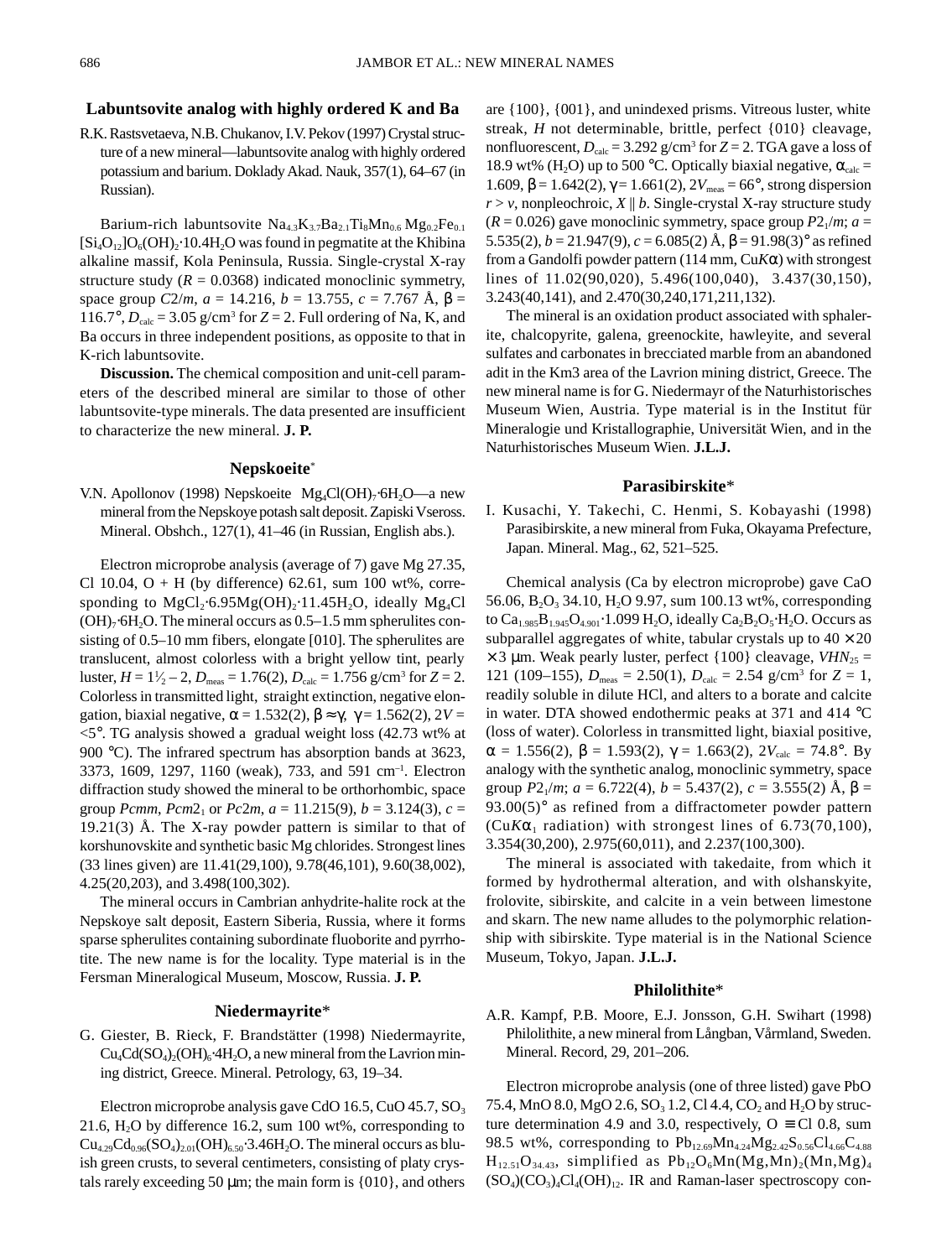## Labuntsovite analog with highly ordered K and Ba

R.K. Rastsvetaeva, N.B. Chukanov, I.V. Pekov (1997) Crystal structure of a new mineral—labuntsovite analog with highly ordered potassium and barium. Doklady Akad. Nauk, 357(1), 64–67 (in Russian).

Barium-rich labuntsovite $Na_{4.3}K_{3.7}Ba_{2.1}Ti_8Mn_{0.6}Mg_{0.2}Fe_{0.1}[Si_4O_{12}]O_6(OH)_2{\cdot}10.4H_2O$ was found in pegmatite at the Khibina alkaline massif, Kola Peninsula, Russia. Single-crystal X-ray structure study ($R$ = 0.0368) indicated monoclinic symmetry, space group $C2/m$, $a$ = 14.216, $b$ = 13.755, $c$ = 7.767 Å, $\beta$ = 116.7°, $D_{calc}$ = 3.05 g/cm³ for $Z$ = 2. Full ordering of Na, K, and Ba occurs in three independent positions, as opposite to that in K-rich labuntsovite.

**Discussion.** The chemical composition and unit-cell parameters of the described mineral are similar to those of other labuntsovite-type minerals. The data presented are insufficient to characterize the new mineral. **J. P.**

## Nepskoeite*

V.N. Apollonov (1998) Nepskoeite $Mg_4Cl(OH)_7{\cdot}6H_2O$—a new mineral from the Nepskoye potash salt deposit. Zapiski Vseross. Mineral. Obshch., 127(1), 41–46 (in Russian, English abs.).

Electron microprobe analysis (average of 7) gave Mg 27.35, Cl 10.04, O + H (by difference) 62.61, sum 100 wt%, corresponding to $MgCl_2{\cdot}6.95Mg(OH)_2{\cdot}11.45H_2O$, ideally $Mg_4Cl(OH)_7{\cdot}6H_2O$. The mineral occurs as 0.5–1.5 mm spherulites consisting of 0.5–10 mm fibers, elongate [010]. The spherulites are translucent, almost colorless with a bright yellow tint, pearly luster, $H = 1\frac{1}{2} – 2$, $D_{meas}$ = 1.76(2), $D_{calc}$ = 1.756 g/cm³ for $Z$ = 2. Colorless in transmitted light, straight extinction, negative elongation, biaxial negative, $\alpha$ = 1.532(2), $\beta \approx \gamma$, $\gamma$ = 1.562(2), $2V$ = <5°. TG analysis showed a gradual weight loss (42.73 wt% at 900 °C). The infrared spectrum has absorption bands at 3623, 3373, 1609, 1297, 1160 (weak), 733, and 591 cm⁻¹. Electron diffraction study showed the mineral to be orthorhombic, space group $Pcmm$, $Pcm2_1$ or $Pc2m$, $a$ = 11.215(9), $b$ = 3.124(3), $c$ = 19.21(3) Å. The X-ray powder pattern is similar to that of korshunovskite and synthetic basic Mg chlorides. Strongest lines (33 lines given) are 11.41(29,100), 9.78(46,101), 9.60(38,002), 4.25(20,203), and 3.498(100,302).

The mineral occurs in Cambrian anhydrite-halite rock at the Nepskoye salt deposit, Eastern Siberia, Russia, where it forms sparse spherulites containing subordinate fluoborite and pyrrhotite. The new name is for the locality. Type material is in the Fersman Mineralogical Museum, Moscow, Russia. **J. P.**

## Niedermayrite*

G. Giester, B. Rieck, F. Brandstätter (1998) Niedermayrite, $Cu_4Cd(SO_4)_2(OH)_6{\cdot}4H_2O$, a new mineral from the Lavrion mining district, Greece. Mineral. Petrology, 63, 19–34.

Electron microprobe analysis gave CdO 16.5, CuO 45.7, $SO_3$ 21.6, $H_2O$ by difference 16.2, sum 100 wt%, corresponding to $Cu_{4.29}Cd_{0.96}(SO_4)_{2.01}(OH)_{6.50}{\cdot}3.46H_2O$. The mineral occurs as bluish green crusts, to several centimeters, consisting of platy crystals rarely exceeding 50 μm; the main form is {010}, and others are {100}, {001}, and unindexed prisms. Vitreous luster, white streak, $H$ not determinable, brittle, perfect {010} cleavage, nonfluorescent, $D_{calc}$ = 3.292 g/cm³ for $Z$ = 2. TGA gave a loss of 18.9 wt% ($H_2O$) up to 500 °C. Optically biaxial negative, $\alpha_{calc}$ = 1.609, $\beta$ = 1.642(2), $\gamma$ = 1.661(2), $2V_{meas}$ = 66°, strong dispersion $r > v$, nonpleochroic, $X \parallel b$. Single-crystal X-ray structure study ($R$ = 0.026) gave monoclinic symmetry, space group $P2_1/m$; $a$ = 5.535(2), $b$ = 21.947(9), $c$ = 6.085(2) Å, $\beta$ = 91.98(3)° as refined from a Gandolfi powder pattern (114 mm, Cu$K\alpha$) with strongest lines of 11.02(90,020), 5.496(100,040), 3.437(30,150), 3.243(40,141), and 2.470(30,240,171,211,132).

The mineral is an oxidation product associated with sphalerite, chalcopyrite, galena, greenockite, hawleyite, and several sulfates and carbonates in brecciated marble from an abandoned adit in the Km3 area of the Lavrion mining district, Greece. The new mineral name is for G. Niedermayr of the Naturhistorisches Museum Wien, Austria. Type material is in the Institut für Mineralogie und Kristallographie, Universität Wien, and in the Naturhistorisches Museum Wien. **J.L.J.**

## Parasibirskite*

I. Kusachi, Y. Takechi, C. Henmi, S. Kobayashi (1998) Parasibirskite, a new mineral from Fuka, Okayama Prefecture, Japan. Mineral. Mag., 62, 521–525.

Chemical analysis (Ca by electron microprobe) gave CaO 56.06, $B_2O_3$ 34.10, $H_2O$ 9.97, sum 100.13 wt%, corresponding to $Ca_{1.985}B_{1.945}O_{4.901}{\cdot}1.099\ H_2O$, ideally $Ca_2B_2O_5{\cdot}H_2O$. Occurs as subparallel aggregates of white, tabular crystals up to 40 × 20 × 3 μm. Weak pearly luster, perfect {100} cleavage, $VHN_{25}$ = 121 (109–155), $D_{meas}$ = 2.50(1), $D_{calc}$ = 2.54 g/cm³ for $Z$ = 1, readily soluble in dilute HCl, and alters to a borate and calcite in water. DTA showed endothermic peaks at 371 and 414 °C (loss of water). Colorless in transmitted light, biaxial positive, $\alpha$ = 1.556(2), $\beta$ = 1.593(2), $\gamma$ = 1.663(2), $2V_{calc}$ = 74.8°. By analogy with the synthetic analog, monoclinic symmetry, space group $P2_1/m$; $a$ = 6.722(4), $b$ = 5.437(2), $c$ = 3.555(2) Å, $\beta$ = 93.00(5)° as refined from a diffractometer powder pattern (Cu$K\alpha_1$ radiation) with strongest lines of 6.73(70,100), 3.354(30,200), 2.975(60,011), and 2.237(100,300).

The mineral is associated with takedaite, from which it formed by hydrothermal alteration, and with olshanskyite, frolovite, sibirskite, and calcite in a vein between limestone and skarn. The new name alludes to the polymorphic relationship with sibirskite. Type material is in the National Science Museum, Tokyo, Japan. **J.L.J.**

## Philolithite*

A.R. Kampf, P.B. Moore, E.J. Jonsson, G.H. Swihart (1998) Philolithite, a new mineral from Långban, Vårmland, Sweden. Mineral. Record, 29, 201–206.

Electron microprobe analysis (one of three listed) gave PbO 75.4, MnO 8.0, MgO 2.6, $SO_3$ 1.2, Cl 4.4, $CO_2$ and $H_2O$ by structure determination 4.9 and 3.0, respectively, O ≡ Cl 0.8, sum 98.5 wt%, corresponding to $Pb_{12.69}Mn_{4.24}Mg_{2.42}S_{0.56}Cl_{4.66}C_{4.88}H_{12.51}O_{34.43}$, simplified as $Pb_{12}O_6Mn(Mg,Mn)_2(Mn,Mg)_4(SO_4)(CO_3)_4Cl_4(OH)_{12}$. IR and Raman-laser spectroscopy con-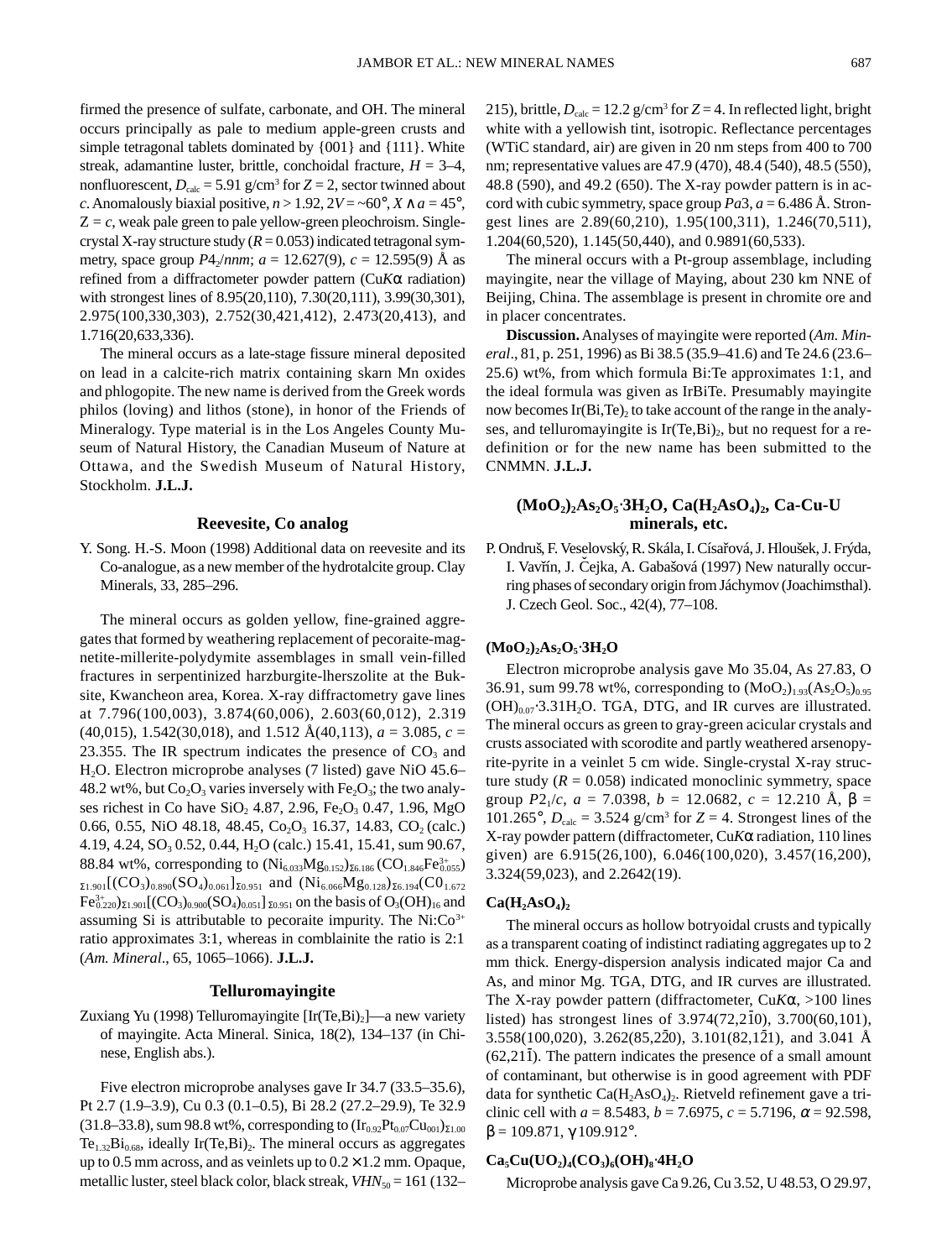firmed the presence of sulfate, carbonate, and OH. The mineral occurs principally as pale to medium apple-green crusts and simple tetragonal tablets dominated by {001} and {111}. White streak, adamantine luster, brittle, conchoidal fracture, $H$ = 3–4, nonfluorescent, $D_{calc}$ = 5.91 g/cm$^3$ for $Z$ = 2, sector twinned about $c$. Anomalously biaxial positive, $n$ > 1.92, 2$V$ = ~60°, $X \wedge a$ = 45°, $Z$ = $c$, weak pale green to pale yellow-green pleochroism. Single-crystal X-ray structure study ($R$ = 0.053) indicated tetragonal symmetry, space group $P4_2/nnm$; $a$ = 12.627(9), $c$ = 12.595(9) Å as refined from a diffractometer powder pattern (Cu$K\alpha$ radiation) with strongest lines of 8.95(20,110), 7.30(20,111), 3.99(30,301), 2.975(100,330,303), 2.752(30,421,412), 2.473(20,413), and 1.716(20,633,336).

The mineral occurs as a late-stage fissure mineral deposited on lead in a calcite-rich matrix containing skarn Mn oxides and phlogopite. The new name is derived from the Greek words philos (loving) and lithos (stone), in honor of the Friends of Mineralogy. Type material is in the Los Angeles County Museum of Natural History, the Canadian Museum of Nature at Ottawa, and the Swedish Museum of Natural History, Stockholm. **J.L.J.**

## Reevesite, Co analog

Y. Song. H.-S. Moon (1998) Additional data on reevesite and its Co-analogue, as a new member of the hydrotalcite group. Clay Minerals, 33, 285–296.

The mineral occurs as golden yellow, fine-grained aggregates that formed by weathering replacement of pecoraite-magnetite-millerite-polydymite assemblages in small vein-filled fractures in serpentinized harzburgite-lherzolite at the Buksite, Kwancheon area, Korea. X-ray diffractometry gave lines at 7.796(100,003), 3.874(60,006), 2.603(60,012), 2.319 (40,015), 1.542(30,018), and 1.512 Å(40,113), $a$ = 3.085, $c$ = 23.355. The IR spectrum indicates the presence of $CO_3$ and $H_2O$. Electron microprobe analyses (7 listed) gave NiO 45.6–48.2 wt%, but $Co_2O_3$ varies inversely with $Fe_2O_3$; the two analyses richest in Co have $SiO_2$ 4.87, 2.96, $Fe_2O_3$ 0.47, 1.96, MgO 0.66, 0.55, NiO 48.18, 48.45, $Co_2O_3$ 16.37, 14.83, $CO_2$ (calc.) 4.19, 4.24, $SO_3$ 0.52, 0.44, $H_2O$ (calc.) 15.41, 15.41, sum 90.67, 88.84 wt%, corresponding to $(Ni_{6.033}Mg_{0.152})_{\Sigma 6.186}(CO_{1.846}Fe^{3+}_{0.055})_{\Sigma 1.901}[(CO_3)_{0.890}(SO_4)_{0.061}]_{\Sigma 0.951}$ and $(Ni_{6.066}Mg_{0.128})_{\Sigma 6.194}(Co_{1.672}Fe^{3+}_{0.220})_{\Sigma 1.901}[(CO_3)_{0.900}(SO_4)_{0.051}]_{\Sigma 0.951}$ on the basis of $O_3(OH)_{16}$ and assuming Si is attributable to pecoraite impurity. The Ni:$Co^{3+}$ ratio approximates 3:1, whereas in comblainite the ratio is 2:1 (*Am. Mineral*., 65, 1065–1066). **J.L.J.**

## Telluromayingite

Zuxiang Yu (1998) Telluromayingite [Ir(Te,Bi)$_2$]—a new variety of mayingite. Acta Mineral. Sinica, 18(2), 134–137 (in Chinese, English abs.).

Five electron microprobe analyses gave Ir 34.7 (33.5–35.6), Pt 2.7 (1.9–3.9), Cu 0.3 (0.1–0.5), Bi 28.2 (27.2–29.9), Te 32.9 (31.8–33.8), sum 98.8 wt%, corresponding to $(Ir_{0.92}Pt_{0.07}Cu_{001})_{\Sigma 1.00}Te_{1.32}Bi_{0.68}$, ideally Ir(Te,Bi)$_2$. The mineral occurs as aggregates up to 0.5 mm across, and as veinlets up to 0.2 × 1.2 mm. Opaque, metallic luster, steel black color, black streak, $VHN_{50}$ = 161 (132–215), brittle, $D_{calc}$ = 12.2 g/cm$^3$ for $Z$ = 4. In reflected light, bright white with a yellowish tint, isotropic. Reflectance percentages (WTiC standard, air) are given in 20 nm steps from 400 to 700 nm; representative values are 47.9 (470), 48.4 (540), 48.5 (550), 48.8 (590), and 49.2 (650). The X-ray powder pattern is in accord with cubic symmetry, space group $Pa3$, $a$ = 6.486 Å. Strongest lines are 2.89(60,210), 1.95(100,311), 1.246(70,511), 1.204(60,520), 1.145(50,440), and 0.9891(60,533).

The mineral occurs with a Pt-group assemblage, including mayingite, near the village of Maying, about 230 km NNE of Beijing, China. The assemblage is present in chromite ore and in placer concentrates.

**Discussion.** Analyses of mayingite were reported (*Am. Mineral*., 81, p. 251, 1996) as Bi 38.5 (35.9–41.6) and Te 24.6 (23.6–25.6) wt%, from which formula Bi:Te approximates 1:1, and the ideal formula was given as IrBiTe. Presumably mayingite now becomes Ir(Bi,Te)$_2$ to take account of the range in the analyses, and telluromayingite is Ir(Te,Bi)$_2$, but no request for a redefinition or for the new name has been submitted to the CNMMN. **J.L.J.**

## $(MoO_2)_2As_2O_5\cdot 3H_2O$, $Ca(H_2AsO_4)_2$, Ca-Cu-U minerals, etc.

P. Ondruš, F. Veselovský, R. Skála, I. Císařová, J. Hloušek, J. Frýda, I. Vavřín, J. Čejka, A. Gabašová (1997) New naturally occurring phases of secondary origin from Jáchymov (Joachimsthal). J. Czech Geol. Soc., 42(4), 77–108.

### $(MoO_2)_2As_2O_5\cdot 3H_2O$

Electron microprobe analysis gave Mo 35.04, As 27.83, O 36.91, sum 99.78 wt%, corresponding to $(MoO_2)_{1.93}(As_2O_5)_{0.95}(OH)_{0.07}\cdot 3.31H_2O$. TGA, DTG, and IR curves are illustrated. The mineral occurs as green to gray-green acicular crystals and crusts associated with scorodite and partly weathered arsenopyrite-pyrite in a veinlet 5 cm wide. Single-crystal X-ray structure study ($R$ = 0.058) indicated monoclinic symmetry, space group $P2_1/c$, $a$ = 7.0398, $b$ = 12.0682, $c$ = 12.210 Å, $\beta$ = 101.265°, $D_{calc}$ = 3.524 g/cm$^3$ for $Z$ = 4. Strongest lines of the X-ray powder pattern (diffractometer, Cu$K\alpha$ radiation, 110 lines given) are 6.915(26,100), 6.046(100,020), 3.457(16,200), 3.324(59,023), and 2.2642(19).

### $Ca(H_2AsO_4)_2$

The mineral occurs as hollow botryoidal crusts and typically as a transparent coating of indistinct radiating aggregates up to 2 mm thick. Energy-dispersion analysis indicated major Ca and As, and minor Mg. TGA, DTG, and IR curves are illustrated. The X-ray powder pattern (diffractometer, Cu$K\alpha$, >100 lines listed) has strongest lines of 3.974(72,2$\bar{1}$0), 3.700(60,101), 3.558(100,020), 3.262(85,2$\bar{2}$0), 3.101(82,1$\bar{2}$1), and 3.041 Å (62,21$\bar{1}$). The pattern indicates the presence of a small amount of contaminant, but otherwise is in good agreement with PDF data for synthetic $Ca(H_2AsO_4)_2$. Rietveld refinement gave a triclinic cell with $a$ = 8.5483, $b$ = 7.6975, $c$ = 5.7196, $\alpha$ = 92.598, $\beta$ = 109.871, $\gamma$ 109.912°.

### $Ca_5Cu(UO_2)_4(CO_3)_6(OH)_8\cdot 4H_2O$

Microprobe analysis gave Ca 9.26, Cu 3.52, U 48.53, O 29.97,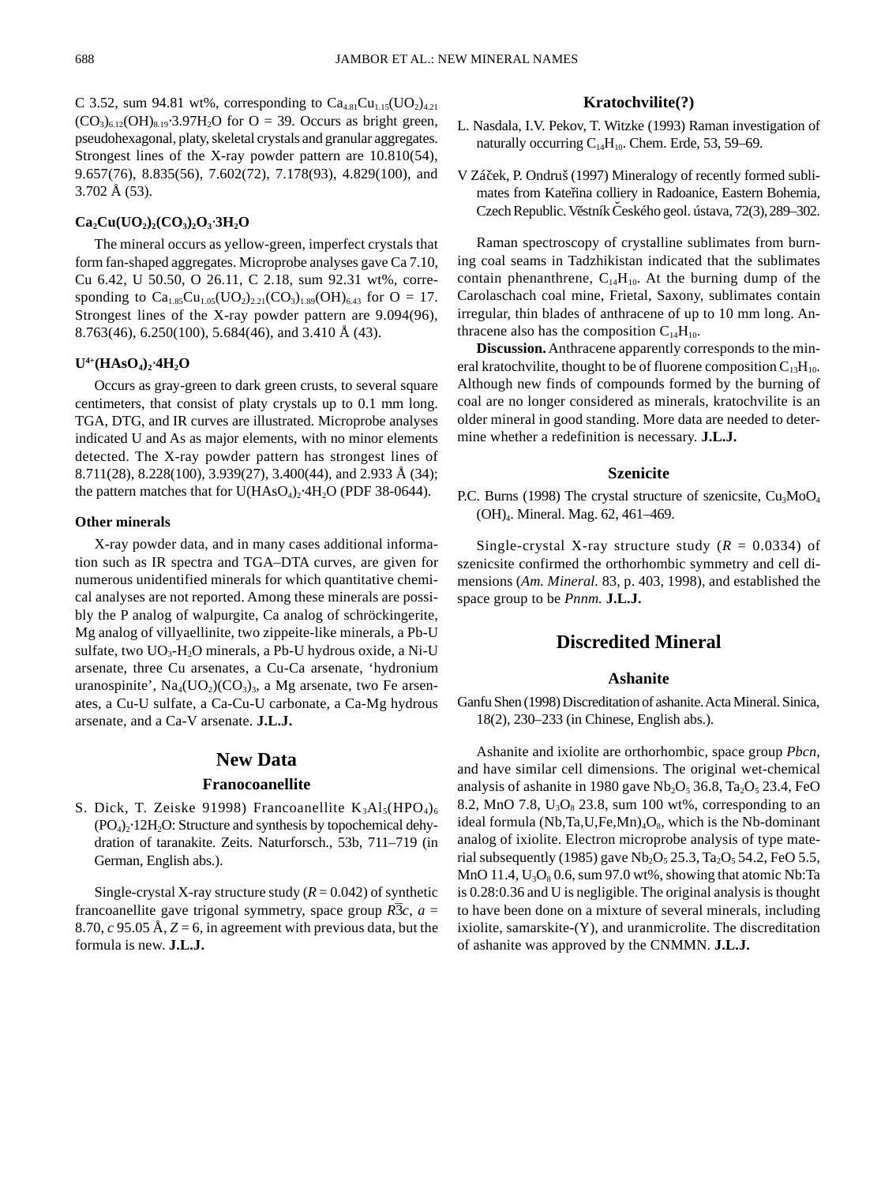C 3.52, sum 94.81 wt%, corresponding to $Ca_{4.81}Cu_{1.15}(UO_2)_{4.21}(CO_3)_{6.12}(OH)_{8.19}·3.97H_2O$ for O = 39. Occurs as bright green, pseudohexagonal, platy, skeletal crystals and granular aggregates. Strongest lines of the X-ray powder pattern are 10.810(54), 9.657(76), 8.835(56), 7.602(72), 7.178(93), 4.829(100), and 3.702 Å (53).

### $Ca_2Cu(UO_2)_2(CO_3)_2O_3·3H_2O$

The mineral occurs as yellow-green, imperfect crystals that form fan-shaped aggregates. Microprobe analyses gave Ca 7.10, Cu 6.42, U 50.50, O 26.11, C 2.18, sum 92.31 wt%, corresponding to $Ca_{1.85}Cu_{1.05}(UO_2)_{2.21}(CO_3)_{1.89}(OH)_{6.43}$ for O = 17. Strongest lines of the X-ray powder pattern are 9.094(96), 8.763(46), 6.250(100), 5.684(46), and 3.410 Å (43).

### $U^{4+}(HAsO_4)_2·4H_2O$

Occurs as gray-green to dark green crusts, to several square centimeters, that consist of platy crystals up to 0.1 mm long. TGA, DTG, and IR curves are illustrated. Microprobe analyses indicated U and As as major elements, with no minor elements detected. The X-ray powder pattern has strongest lines of 8.711(28), 8.228(100), 3.939(27), 3.400(44), and 2.933 Å (34); the pattern matches that for $U(HAsO_4)_2·4H_2O$ (PDF 38-0644).

### Other minerals

X-ray powder data, and in many cases additional information such as IR spectra and TGA–DTA curves, are given for numerous unidentified minerals for which quantitative chemical analyses are not reported. Among these minerals are possibly the P analog of walpurgite, Ca analog of schröckingerite, Mg analog of villyaellinite, two zippeite-like minerals, a Pb-U sulfate, two $UO_3$-$H_2O$ minerals, a Pb-U hydrous oxide, a Ni-U arsenate, three Cu arsenates, a Cu-Ca arsenate, 'hydronium uranospinite', $Na_4(UO_2)(CO_3)_3$, a Mg arsenate, two Fe arsenates, a Cu-U sulfate, a Ca-Cu-U carbonate, a Ca-Mg hydrous arsenate, and a Ca-V arsenate. **J.L.J.**

## New Data

### Francoanellite

S. Dick, T. Zeiske 91998) Francoanellite $K_3Al_5(HPO_4)_6(PO_4)_2·12H_2O$: Structure and synthesis by topochemical dehydration of taranakite. Zeits. Naturforsch., 53b, 711–719 (in German, English abs.).

Single-crystal X-ray structure study ($R$ = 0.042) of synthetic francoanellite gave trigonal symmetry, space group $R\bar{3}c$, $a$ = 8.70, $c$ 95.05 Å, $Z$ = 6, in agreement with previous data, but the formula is new. **J.L.J.**

### Kratochvilite(?)

L. Nasdala, I.V. Pekov, T. Witzke (1993) Raman investigation of naturally occurring $C_{14}H_{10}$. Chem. Erde, 53, 59–69.

V Záček, P. Ondruš (1997) Mineralogy of recently formed sublimates from Kateřina colliery in Radoanice, Eastern Bohemia, Czech Republic. Věstník Českého geol. ústava, 72(3), 289–302.

Raman spectroscopy of crystalline sublimates from burning coal seams in Tadzhikistan indicated that the sublimates contain phenanthrene, $C_{14}H_{10}$. At the burning dump of the Carolaschach coal mine, Frietal, Saxony, sublimates contain irregular, thin blades of anthracene of up to 10 mm long. Anthracene also has the composition $C_{14}H_{10}$.

**Discussion.** Anthracene apparently corresponds to the mineral kratochvilite, thought to be of fluorene composition $C_{13}H_{10}$. Although new finds of compounds formed by the burning of coal are no longer considered as minerals, kratochvilite is an older mineral in good standing. More data are needed to determine whether a redefinition is necessary. **J.L.J.**

### Szenicite

P.C. Burns (1998) The crystal structure of szenicsite, $Cu_3MoO_4(OH)_4$. Mineral. Mag. 62, 461–469.

Single-crystal X-ray structure study ($R$ = 0.0334) of szenicsite confirmed the orthorhombic symmetry and cell dimensions (*Am. Mineral.* 83, p. 403, 1998), and established the space group to be *Pnnm.* **J.L.J.**

## Discredited Mineral

### Ashanite

Ganfu Shen (1998) Discreditation of ashanite. Acta Mineral. Sinica, 18(2), 230–233 (in Chinese, English abs.).

Ashanite and ixiolite are orthorhombic, space group *Pbcn*, and have similar cell dimensions. The original wet-chemical analysis of ashanite in 1980 gave $Nb_2O_5$ 36.8, $Ta_2O_5$ 23.4, FeO 8.2, MnO 7.8, $U_3O_8$ 23.8, sum 100 wt%, corresponding to an ideal formula $(Nb,Ta,U,Fe,Mn)_4O_8$, which is the Nb-dominant analog of ixiolite. Electron microprobe analysis of type material subsequently (1985) gave $Nb_2O_5$ 25.3, $Ta_2O_5$ 54.2, FeO 5.5, MnO 11.4, $U_3O_8$ 0.6, sum 97.0 wt%, showing that atomic Nb:Ta is 0.28:0.36 and U is negligible. The original analysis is thought to have been done on a mixture of several minerals, including ixiolite, samarskite-(Y), and uranmicrolite. The discreditation of ashanite was approved by the CNMMN. **J.L.J.**